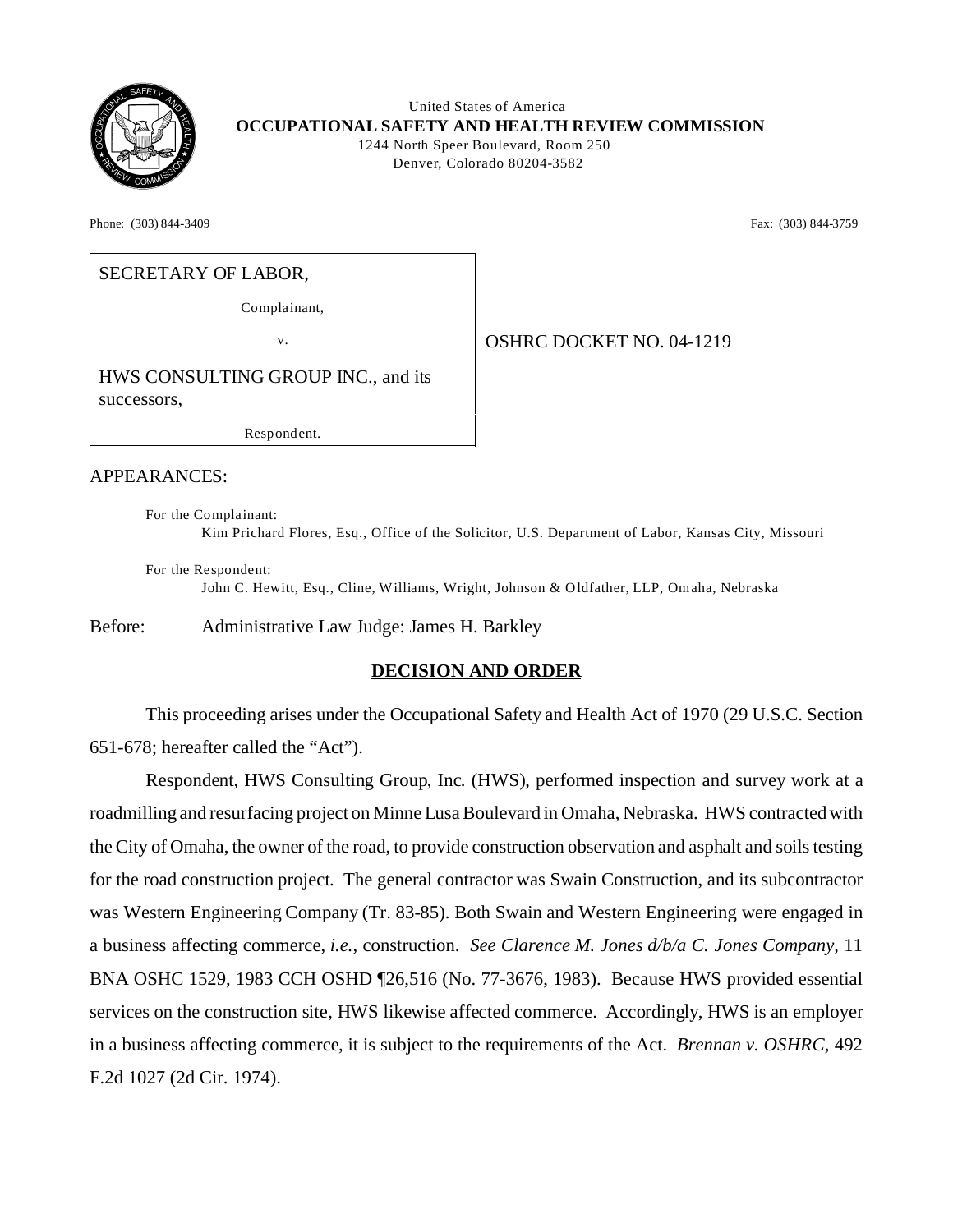United States of America
**OCCUPATIONAL SAFETY AND HEALTH REVIEW COMMISSION**
1244 North Speer Boulevard, Room 250
Denver, Colorado 80204-3582

Phone: (303) 844-3409 Fax: (303) 844-3759

SECRETARY OF LABOR,

Complainant,

v.

HWS CONSULTING GROUP INC., and its successors,

Respondent.

OSHRC DOCKET NO. 04-1219

APPEARANCES:

For the Complainant:
Kim Prichard Flores, Esq., Office of the Solicitor, U.S. Department of Labor, Kansas City, Missouri

For the Respondent:
John C. Hewitt, Esq., Cline, Williams, Wright, Johnson & Oldfather, LLP, Omaha, Nebraska

Before: Administrative Law Judge: James H. Barkley

## DECISION AND ORDER

This proceeding arises under the Occupational Safety and Health Act of 1970 (29 U.S.C. Section 651-678; hereafter called the "Act").

Respondent, HWS Consulting Group, Inc. (HWS), performed inspection and survey work at a roadmilling and resurfacing project on Minne Lusa Boulevard in Omaha, Nebraska. HWS contracted with the City of Omaha, the owner of the road, to provide construction observation and asphalt and soils testing for the road construction project. The general contractor was Swain Construction, and its subcontractor was Western Engineering Company (Tr. 83-85). Both Swain and Western Engineering were engaged in a business affecting commerce, *i.e.,* construction. *See Clarence M. Jones d/b/a C. Jones Company,* 11 BNA OSHC 1529, 1983 CCH OSHD ¶26,516 (No. 77-3676, 1983). Because HWS provided essential services on the construction site, HWS likewise affected commerce. Accordingly, HWS is an employer in a business affecting commerce, it is subject to the requirements of the Act. *Brennan v. OSHRC,* 492 F.2d 1027 (2d Cir. 1974).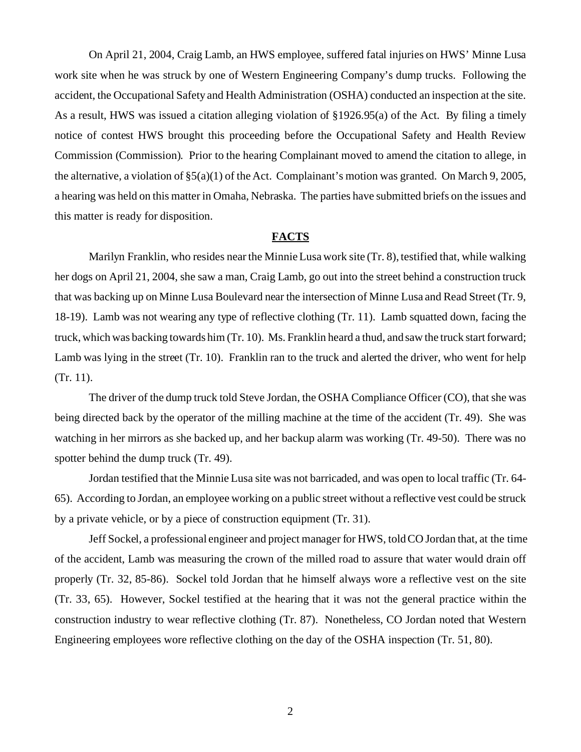On April 21, 2004, Craig Lamb, an HWS employee, suffered fatal injuries on HWS' Minne Lusa work site when he was struck by one of Western Engineering Company's dump trucks. Following the accident, the Occupational Safety and Health Administration (OSHA) conducted an inspection at the site. As a result, HWS was issued a citation alleging violation of §1926.95(a) of the Act. By filing a timely notice of contest HWS brought this proceeding before the Occupational Safety and Health Review Commission (Commission). Prior to the hearing Complainant moved to amend the citation to allege, in the alternative, a violation of §5(a)(1) of the Act. Complainant's motion was granted. On March 9, 2005, a hearing was held on this matter in Omaha, Nebraska. The parties have submitted briefs on the issues and this matter is ready for disposition.

## FACTS

Marilyn Franklin, who resides near the Minnie Lusa work site (Tr. 8), testified that, while walking her dogs on April 21, 2004, she saw a man, Craig Lamb, go out into the street behind a construction truck that was backing up on Minne Lusa Boulevard near the intersection of Minne Lusa and Read Street (Tr. 9, 18-19). Lamb was not wearing any type of reflective clothing (Tr. 11). Lamb squatted down, facing the truck, which was backing towards him (Tr. 10). Ms. Franklin heard a thud, and saw the truck start forward; Lamb was lying in the street (Tr. 10). Franklin ran to the truck and alerted the driver, who went for help (Tr. 11).

The driver of the dump truck told Steve Jordan, the OSHA Compliance Officer (CO), that she was being directed back by the operator of the milling machine at the time of the accident (Tr. 49). She was watching in her mirrors as she backed up, and her backup alarm was working (Tr. 49-50). There was no spotter behind the dump truck (Tr. 49).

Jordan testified that the Minnie Lusa site was not barricaded, and was open to local traffic (Tr. 64-65). According to Jordan, an employee working on a public street without a reflective vest could be struck by a private vehicle, or by a piece of construction equipment (Tr. 31).

Jeff Sockel, a professional engineer and project manager for HWS, told CO Jordan that, at the time of the accident, Lamb was measuring the crown of the milled road to assure that water would drain off properly (Tr. 32, 85-86). Sockel told Jordan that he himself always wore a reflective vest on the site (Tr. 33, 65). However, Sockel testified at the hearing that it was not the general practice within the construction industry to wear reflective clothing (Tr. 87). Nonetheless, CO Jordan noted that Western Engineering employees wore reflective clothing on the day of the OSHA inspection (Tr. 51, 80).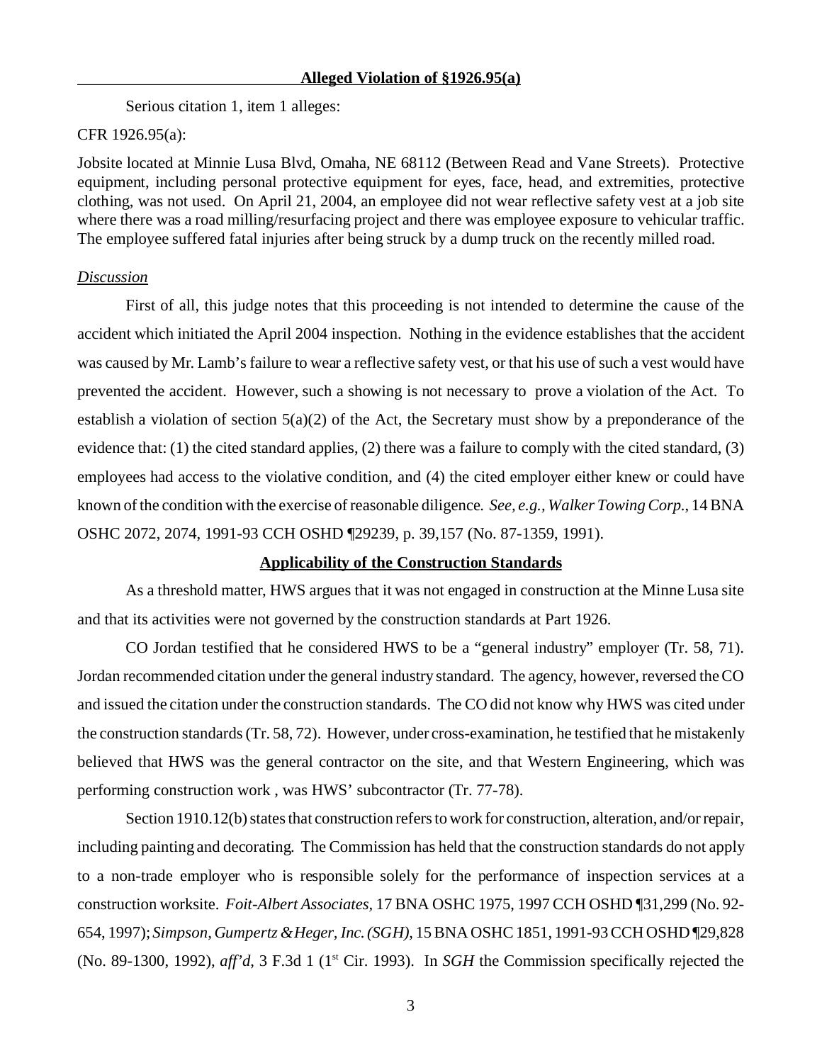**Alleged Violation of §1926.95(a)**

Serious citation 1, item 1 alleges:

CFR 1926.95(a):

Jobsite located at Minnie Lusa Blvd, Omaha, NE 68112 (Between Read and Vane Streets). Protective equipment, including personal protective equipment for eyes, face, head, and extremities, protective clothing, was not used. On April 21, 2004, an employee did not wear reflective safety vest at a job site where there was a road milling/resurfacing project and there was employee exposure to vehicular traffic. The employee suffered fatal injuries after being struck by a dump truck on the recently milled road.

*Discussion*

First of all, this judge notes that this proceeding is not intended to determine the cause of the accident which initiated the April 2004 inspection. Nothing in the evidence establishes that the accident was caused by Mr. Lamb's failure to wear a reflective safety vest, or that his use of such a vest would have prevented the accident. However, such a showing is not necessary to prove a violation of the Act. To establish a violation of section 5(a)(2) of the Act, the Secretary must show by a preponderance of the evidence that: (1) the cited standard applies, (2) there was a failure to comply with the cited standard, (3) employees had access to the violative condition, and (4) the cited employer either knew or could have known of the condition with the exercise of reasonable diligence. *See, e.g., Walker Towing Corp.*, 14 BNA OSHC 2072, 2074, 1991-93 CCH OSHD ¶29239, p. 39,157 (No. 87-1359, 1991).

**Applicability of the Construction Standards**

As a threshold matter, HWS argues that it was not engaged in construction at the Minne Lusa site and that its activities were not governed by the construction standards at Part 1926.

CO Jordan testified that he considered HWS to be a "general industry" employer (Tr. 58, 71). Jordan recommended citation under the general industry standard. The agency, however, reversed the CO and issued the citation under the construction standards. The CO did not know why HWS was cited under the construction standards (Tr. 58, 72). However, under cross-examination, he testified that he mistakenly believed that HWS was the general contractor on the site, and that Western Engineering, which was performing construction work , was HWS' subcontractor (Tr. 77-78).

Section 1910.12(b) states that construction refers to work for construction, alteration, and/or repair, including painting and decorating. The Commission has held that the construction standards do not apply to a non-trade employer who is responsible solely for the performance of inspection services at a construction worksite. *Foit-Albert Associates,* 17 BNA OSHC 1975, 1997 CCH OSHD ¶31,299 (No. 92-654, 1997); *Simpson, Gumpertz & Heger, Inc. (SGH),* 15 BNA OSHC 1851, 1991-93 CCH OSHD ¶29,828 (No. 89-1300, 1992), *aff'd*, 3 F.3d 1 (1st Cir. 1993). In *SGH* the Commission specifically rejected the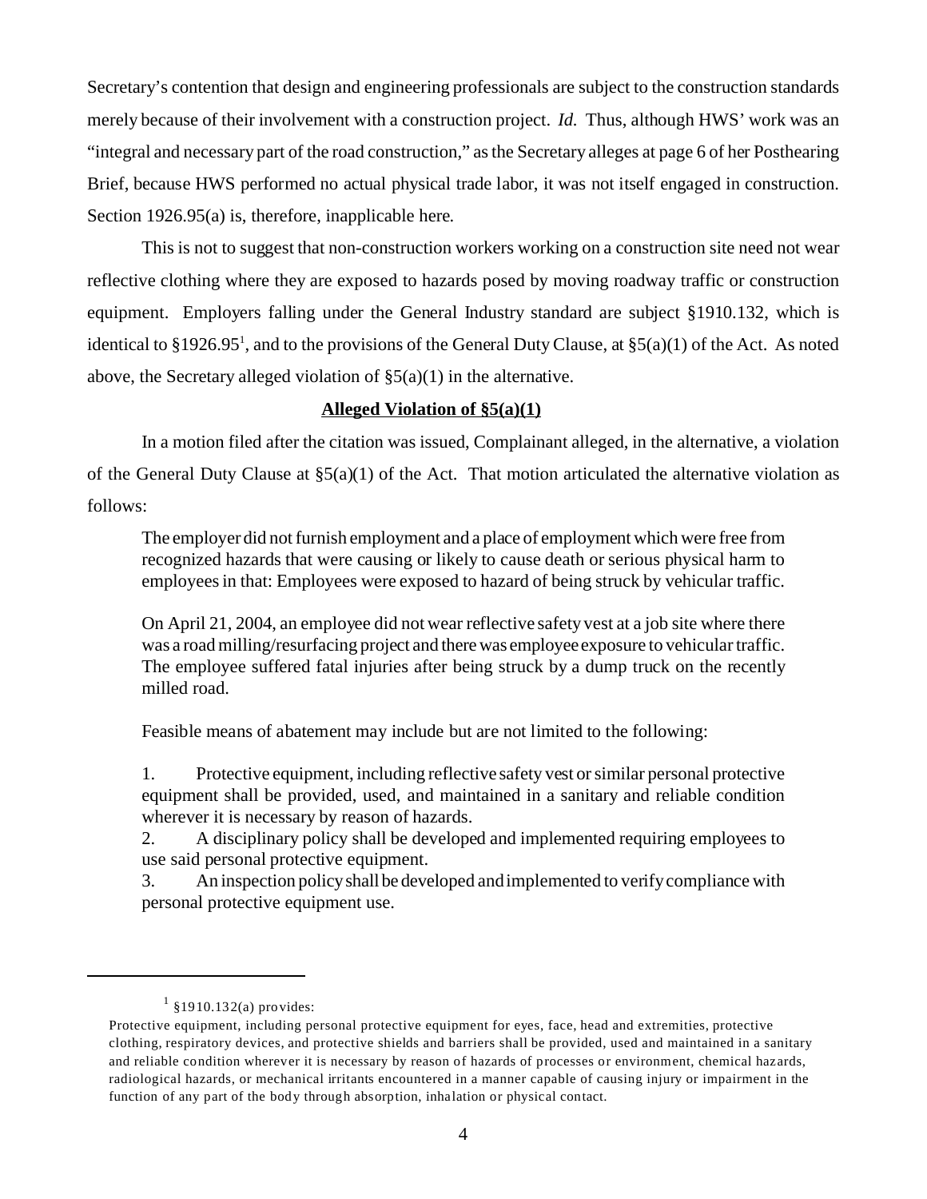Secretary's contention that design and engineering professionals are subject to the construction standards merely because of their involvement with a construction project. *Id.* Thus, although HWS' work was an "integral and necessary part of the road construction," as the Secretary alleges at page 6 of her Posthearing Brief, because HWS performed no actual physical trade labor, it was not itself engaged in construction. Section 1926.95(a) is, therefore, inapplicable here.

This is not to suggest that non-construction workers working on a construction site need not wear reflective clothing where they are exposed to hazards posed by moving roadway traffic or construction equipment. Employers falling under the General Industry standard are subject §1910.132, which is identical to §1926.95[1], and to the provisions of the General Duty Clause, at §5(a)(1) of the Act. As noted above, the Secretary alleged violation of §5(a)(1) in the alternative.

**Alleged Violation of §5(a)(1)**

In a motion filed after the citation was issued, Complainant alleged, in the alternative, a violation of the General Duty Clause at §5(a)(1) of the Act. That motion articulated the alternative violation as follows:

> The employer did not furnish employment and a place of employment which were free from recognized hazards that were causing or likely to cause death or serious physical harm to employees in that: Employees were exposed to hazard of being struck by vehicular traffic.
>
> On April 21, 2004, an employee did not wear reflective safety vest at a job site where there was a road milling/resurfacing project and there was employee exposure to vehicular traffic. The employee suffered fatal injuries after being struck by a dump truck on the recently milled road.
>
> Feasible means of abatement may include but are not limited to the following:
>
> 1. Protective equipment, including reflective safety vest or similar personal protective equipment shall be provided, used, and maintained in a sanitary and reliable condition wherever it is necessary by reason of hazards.
> 2. A disciplinary policy shall be developed and implemented requiring employees to use said personal protective equipment.
> 3. An inspection policy shall be developed and implemented to verify compliance with personal protective equipment use.

---

[1] §1910.132(a) provides:

Protective equipment, including personal protective equipment for eyes, face, head and extremities, protective clothing, respiratory devices, and protective shields and barriers shall be provided, used and maintained in a sanitary and reliable condition wherever it is necessary by reason of hazards of processes or environment, chemical hazards, radiological hazards, or mechanical irritants encountered in a manner capable of causing injury or impairment in the function of any part of the body through absorption, inhalation or physical contact.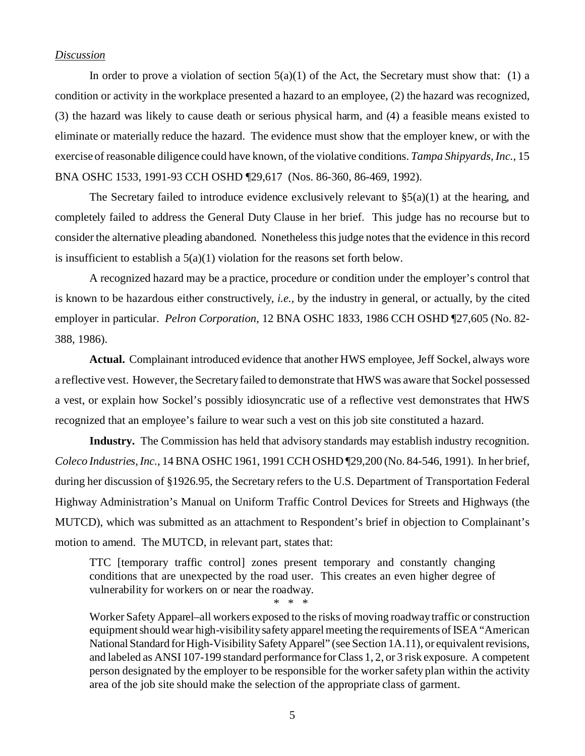*Discussion*

In order to prove a violation of section 5(a)(1) of the Act, the Secretary must show that: (1) a condition or activity in the workplace presented a hazard to an employee, (2) the hazard was recognized, (3) the hazard was likely to cause death or serious physical harm, and (4) a feasible means existed to eliminate or materially reduce the hazard. The evidence must show that the employer knew, or with the exercise of reasonable diligence could have known, of the violative conditions. *Tampa Shipyards, Inc.*, 15 BNA OSHC 1533, 1991-93 CCH OSHD ¶29,617 (Nos. 86-360, 86-469, 1992).

The Secretary failed to introduce evidence exclusively relevant to §5(a)(1) at the hearing, and completely failed to address the General Duty Clause in her brief. This judge has no recourse but to consider the alternative pleading abandoned. Nonetheless this judge notes that the evidence in this record is insufficient to establish a 5(a)(1) violation for the reasons set forth below.

A recognized hazard may be a practice, procedure or condition under the employer's control that is known to be hazardous either constructively, *i.e.,* by the industry in general, or actually, by the cited employer in particular. *Pelron Corporation*, 12 BNA OSHC 1833, 1986 CCH OSHD ¶27,605 (No. 82-388, 1986).

**Actual.** Complainant introduced evidence that another HWS employee, Jeff Sockel, always wore a reflective vest. However, the Secretary failed to demonstrate that HWS was aware that Sockel possessed a vest, or explain how Sockel's possibly idiosyncratic use of a reflective vest demonstrates that HWS recognized that an employee's failure to wear such a vest on this job site constituted a hazard.

**Industry.** The Commission has held that advisory standards may establish industry recognition. *Coleco Industries, Inc.*, 14 BNA OSHC 1961, 1991 CCH OSHD ¶29,200 (No. 84-546, 1991). In her brief, during her discussion of §1926.95, the Secretary refers to the U.S. Department of Transportation Federal Highway Administration's Manual on Uniform Traffic Control Devices for Streets and Highways (the MUTCD), which was submitted as an attachment to Respondent's brief in objection to Complainant's motion to amend. The MUTCD, in relevant part, states that:

> TTC [temporary traffic control] zones present temporary and constantly changing conditions that are unexpected by the road user. This creates an even higher degree of vulnerability for workers on or near the roadway.
>
> \* \* \*
>
> Worker Safety Apparel–all workers exposed to the risks of moving roadway traffic or construction equipment should wear high-visibility safety apparel meeting the requirements of ISEA "American National Standard for High-Visibility Safety Apparel" (see Section 1A.11), or equivalent revisions, and labeled as ANSI 107-199 standard performance for Class 1, 2, or 3 risk exposure. A competent person designated by the employer to be responsible for the worker safety plan within the activity area of the job site should make the selection of the appropriate class of garment.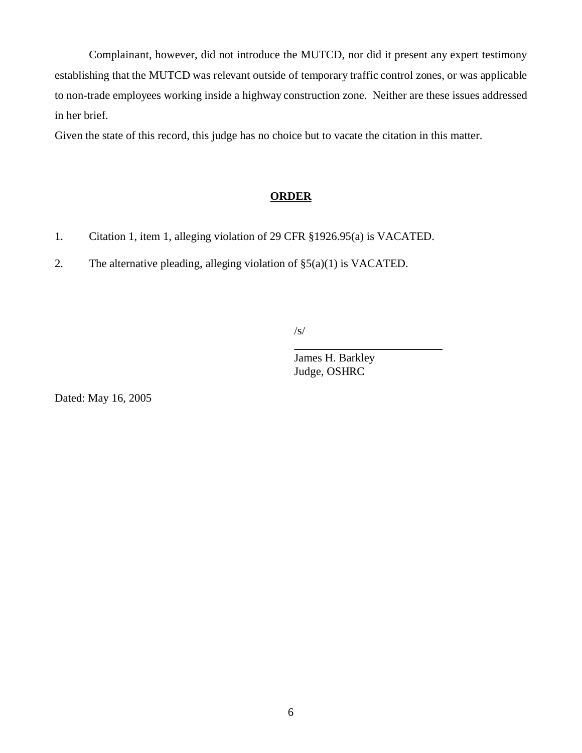Complainant, however, did not introduce the MUTCD, nor did it present any expert testimony establishing that the MUTCD was relevant outside of temporary traffic control zones, or was applicable to non-trade employees working inside a highway construction zone. Neither are these issues addressed in her brief.

Given the state of this record, this judge has no choice but to vacate the citation in this matter.

## ORDER

1. Citation 1, item 1, alleging violation of 29 CFR §1926.95(a) is VACATED.

2. The alternative pleading, alleging violation of §5(a)(1) is VACATED.

/s/

James H. Barkley
Judge, OSHRC

Dated: May 16, 2005